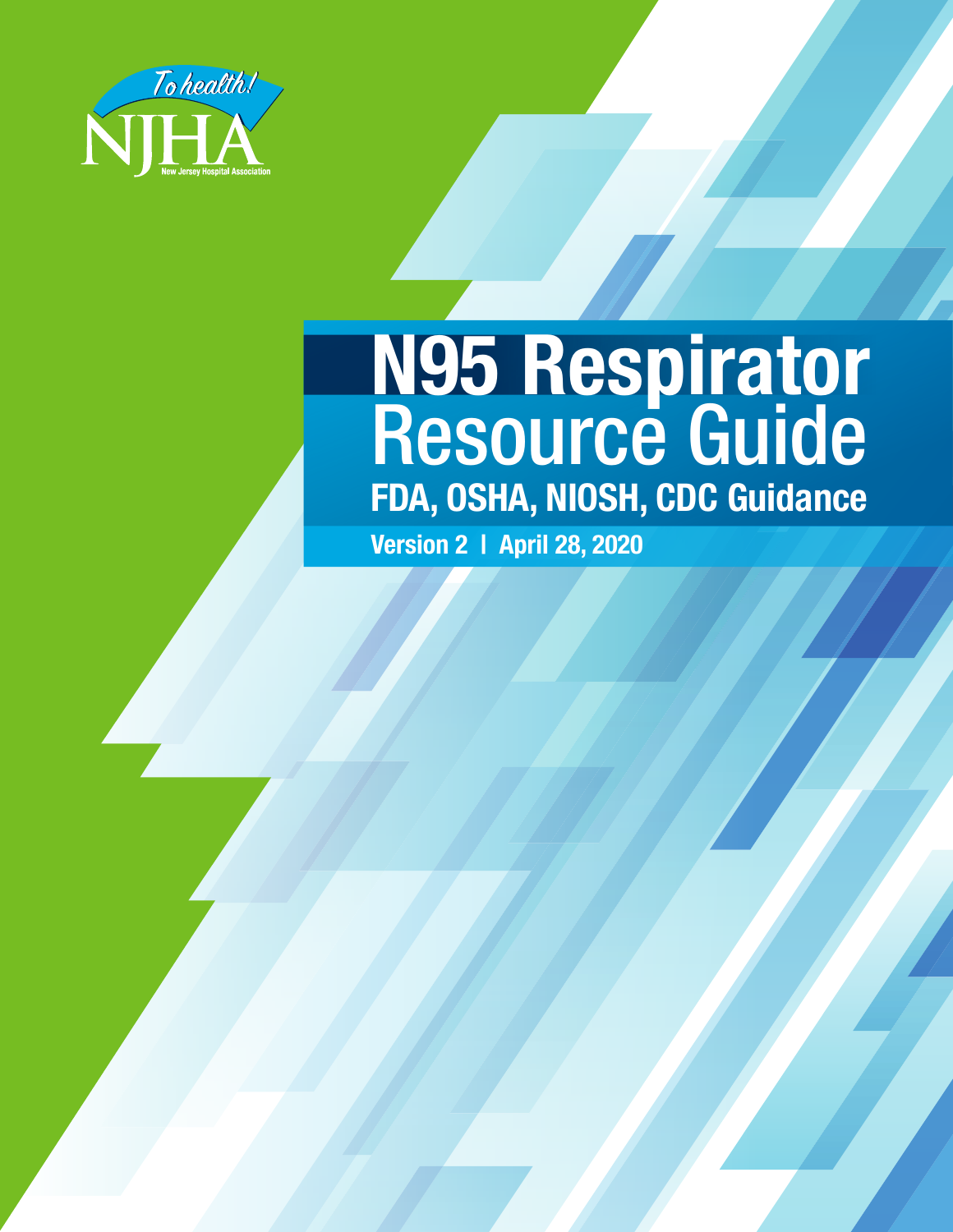To health!

NJHA

New Jersey Hospital Association

# N95 Respirator Resource Guide

## FDA, OSHA, NIOSH, CDC Guidance

**Version 2 | April 28, 2020**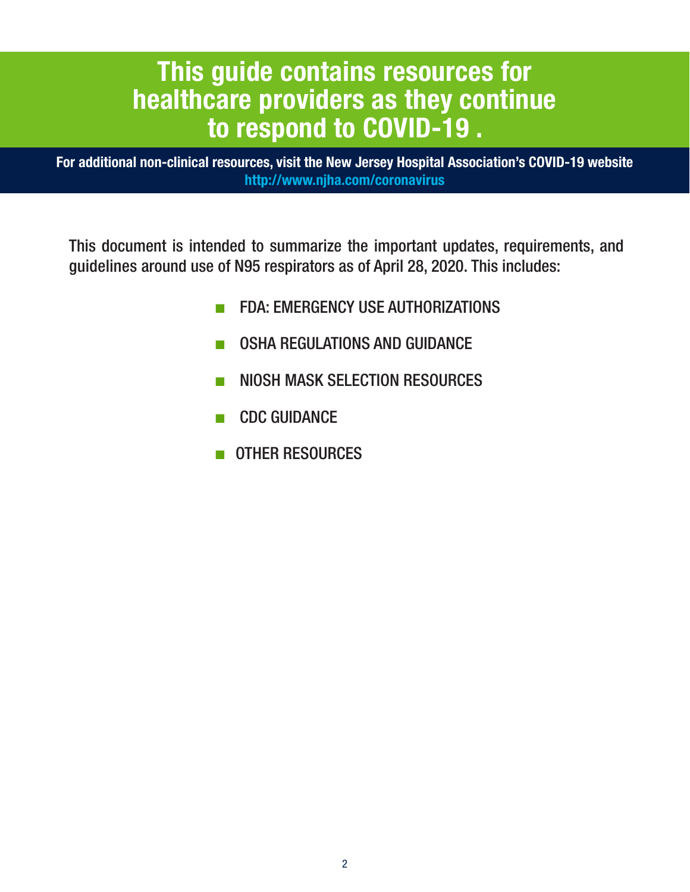# This guide contains resources for healthcare providers as they continue to respond to COVID-19 .

**For additional non-clinical resources, visit the New Jersey Hospital Association's COVID-19 website http://www.njha.com/coronavirus**

This document is intended to summarize the important updates, requirements, and guidelines around use of N95 respirators as of April 28, 2020. This includes:

- FDA: EMERGENCY USE AUTHORIZATIONS
- OSHA REGULATIONS AND GUIDANCE
- NIOSH MASK SELECTION RESOURCES
- CDC GUIDANCE
- OTHER RESOURCES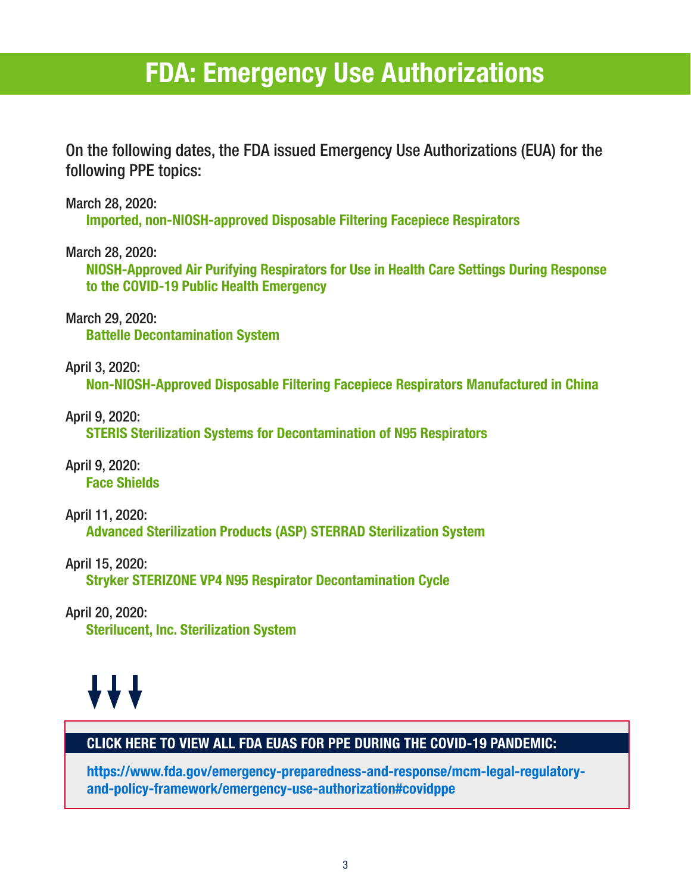# FDA: Emergency Use Authorizations

On the following dates, the FDA issued Emergency Use Authorizations (EUA) for the following PPE topics:

March 28, 2020:
**Imported, non-NIOSH-approved Disposable Filtering Facepiece Respirators**

March 28, 2020:
**NIOSH-Approved Air Purifying Respirators for Use in Health Care Settings During Response to the COVID-19 Public Health Emergency**

March 29, 2020:
**Battelle Decontamination System**

April 3, 2020:
**Non-NIOSH-Approved Disposable Filtering Facepiece Respirators Manufactured in China**

April 9, 2020:
**STERIS Sterilization Systems for Decontamination of N95 Respirators**

April 9, 2020:
**Face Shields**

April 11, 2020:
**Advanced Sterilization Products (ASP) STERRAD Sterilization System**

April 15, 2020:
**Stryker STERIZONE VP4 N95 Respirator Decontamination Cycle**

April 20, 2020:
**Sterilucent, Inc. Sterilization System**

**CLICK HERE TO VIEW ALL FDA EUAS FOR PPE DURING THE COVID-19 PANDEMIC:**

**https://www.fda.gov/emergency-preparedness-and-response/mcm-legal-regulatory-and-policy-framework/emergency-use-authorization#covidppe**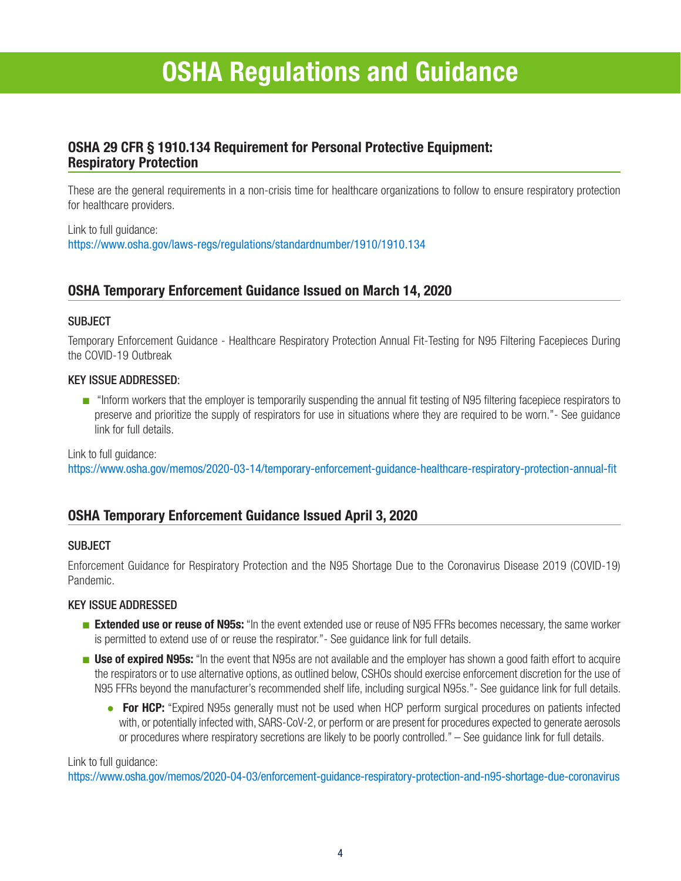# OSHA Regulations and Guidance

## OSHA 29 CFR § 1910.134 Requirement for Personal Protective Equipment: Respiratory Protection

These are the general requirements in a non-crisis time for healthcare organizations to follow to ensure respiratory protection for healthcare providers.

Link to full guidance:
https://www.osha.gov/laws-regs/regulations/standardnumber/1910/1910.134

## OSHA Temporary Enforcement Guidance Issued on March 14, 2020

### SUBJECT

Temporary Enforcement Guidance - Healthcare Respiratory Protection Annual Fit-Testing for N95 Filtering Facepieces During the COVID-19 Outbreak

### KEY ISSUE ADDRESSED:

- "Inform workers that the employer is temporarily suspending the annual fit testing of N95 filtering facepiece respirators to preserve and prioritize the supply of respirators for use in situations where they are required to be worn."- See guidance link for full details.

Link to full guidance:
https://www.osha.gov/memos/2020-03-14/temporary-enforcement-guidance-healthcare-respiratory-protection-annual-fit

## OSHA Temporary Enforcement Guidance Issued April 3, 2020

### SUBJECT

Enforcement Guidance for Respiratory Protection and the N95 Shortage Due to the Coronavirus Disease 2019 (COVID-19) Pandemic.

### KEY ISSUE ADDRESSED

- **Extended use or reuse of N95s:** "In the event extended use or reuse of N95 FFRs becomes necessary, the same worker is permitted to extend use of or reuse the respirator."- See guidance link for full details.
- **Use of expired N95s:** "In the event that N95s are not available and the employer has shown a good faith effort to acquire the respirators or to use alternative options, as outlined below, CSHOs should exercise enforcement discretion for the use of N95 FFRs beyond the manufacturer's recommended shelf life, including surgical N95s."- See guidance link for full details.
  - **For HCP:** "Expired N95s generally must not be used when HCP perform surgical procedures on patients infected with, or potentially infected with, SARS-CoV-2, or perform or are present for procedures expected to generate aerosols or procedures where respiratory secretions are likely to be poorly controlled." – See guidance link for full details.

Link to full guidance:
https://www.osha.gov/memos/2020-04-03/enforcement-guidance-respiratory-protection-and-n95-shortage-due-coronavirus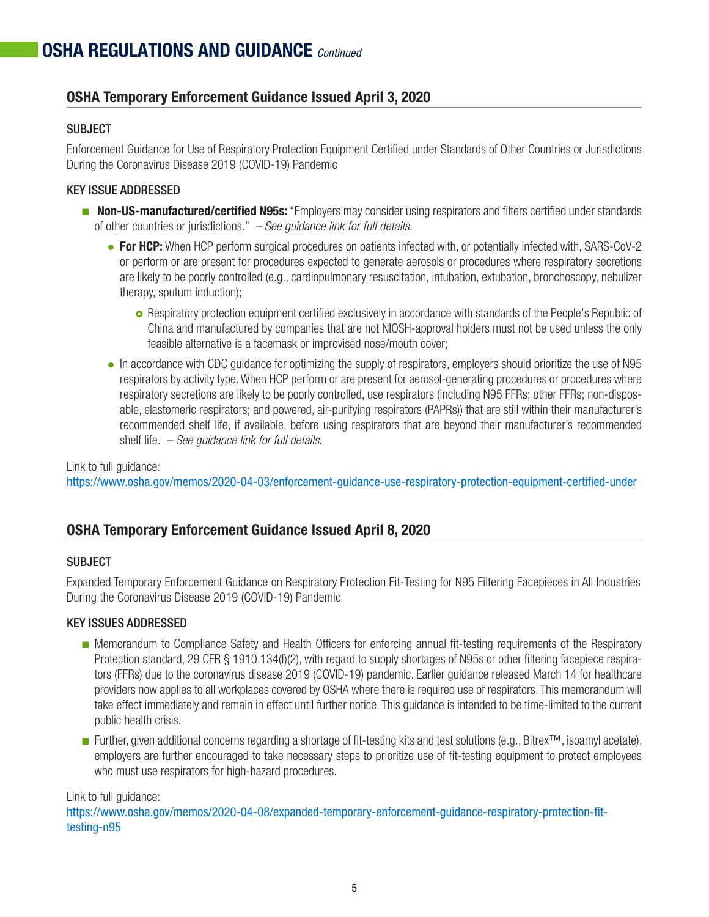# OSHA REGULATIONS AND GUIDANCE *Continued*

## OSHA Temporary Enforcement Guidance Issued April 3, 2020

### SUBJECT

Enforcement Guidance for Use of Respiratory Protection Equipment Certified under Standards of Other Countries or Jurisdictions During the Coronavirus Disease 2019 (COVID-19) Pandemic

### KEY ISSUE ADDRESSED

- **Non-US-manufactured/certified N95s:** "Employers may consider using respirators and filters certified under standards of other countries or jurisdictions." *– See guidance link for full details.*
  - **For HCP:** When HCP perform surgical procedures on patients infected with, or potentially infected with, SARS-CoV-2 or perform or are present for procedures expected to generate aerosols or procedures where respiratory secretions are likely to be poorly controlled (e.g., cardiopulmonary resuscitation, intubation, extubation, bronchoscopy, nebulizer therapy, sputum induction);
    - Respiratory protection equipment certified exclusively in accordance with standards of the People's Republic of China and manufactured by companies that are not NIOSH-approval holders must not be used unless the only feasible alternative is a facemask or improvised nose/mouth cover;
  - In accordance with CDC guidance for optimizing the supply of respirators, employers should prioritize the use of N95 respirators by activity type. When HCP perform or are present for aerosol-generating procedures or procedures where respiratory secretions are likely to be poorly controlled, use respirators (including N95 FFRs; other FFRs; non-disposable, elastomeric respirators; and powered, air-purifying respirators (PAPRs)) that are still within their manufacturer's recommended shelf life, if available, before using respirators that are beyond their manufacturer's recommended shelf life. *– See guidance link for full details.*

Link to full guidance:
https://www.osha.gov/memos/2020-04-03/enforcement-guidance-use-respiratory-protection-equipment-certified-under

## OSHA Temporary Enforcement Guidance Issued April 8, 2020

### SUBJECT

Expanded Temporary Enforcement Guidance on Respiratory Protection Fit-Testing for N95 Filtering Facepieces in All Industries During the Coronavirus Disease 2019 (COVID-19) Pandemic

### KEY ISSUES ADDRESSED

- Memorandum to Compliance Safety and Health Officers for enforcing annual fit-testing requirements of the Respiratory Protection standard, 29 CFR § 1910.134(f)(2), with regard to supply shortages of N95s or other filtering facepiece respirators (FFRs) due to the coronavirus disease 2019 (COVID-19) pandemic. Earlier guidance released March 14 for healthcare providers now applies to all workplaces covered by OSHA where there is required use of respirators. This memorandum will take effect immediately and remain in effect until further notice. This guidance is intended to be time-limited to the current public health crisis.
- Further, given additional concerns regarding a shortage of fit-testing kits and test solutions (e.g., Bitrex™, isoamyl acetate), employers are further encouraged to take necessary steps to prioritize use of fit-testing equipment to protect employees who must use respirators for high-hazard procedures.

Link to full guidance:
https://www.osha.gov/memos/2020-04-08/expanded-temporary-enforcement-guidance-respiratory-protection-fit-testing-n95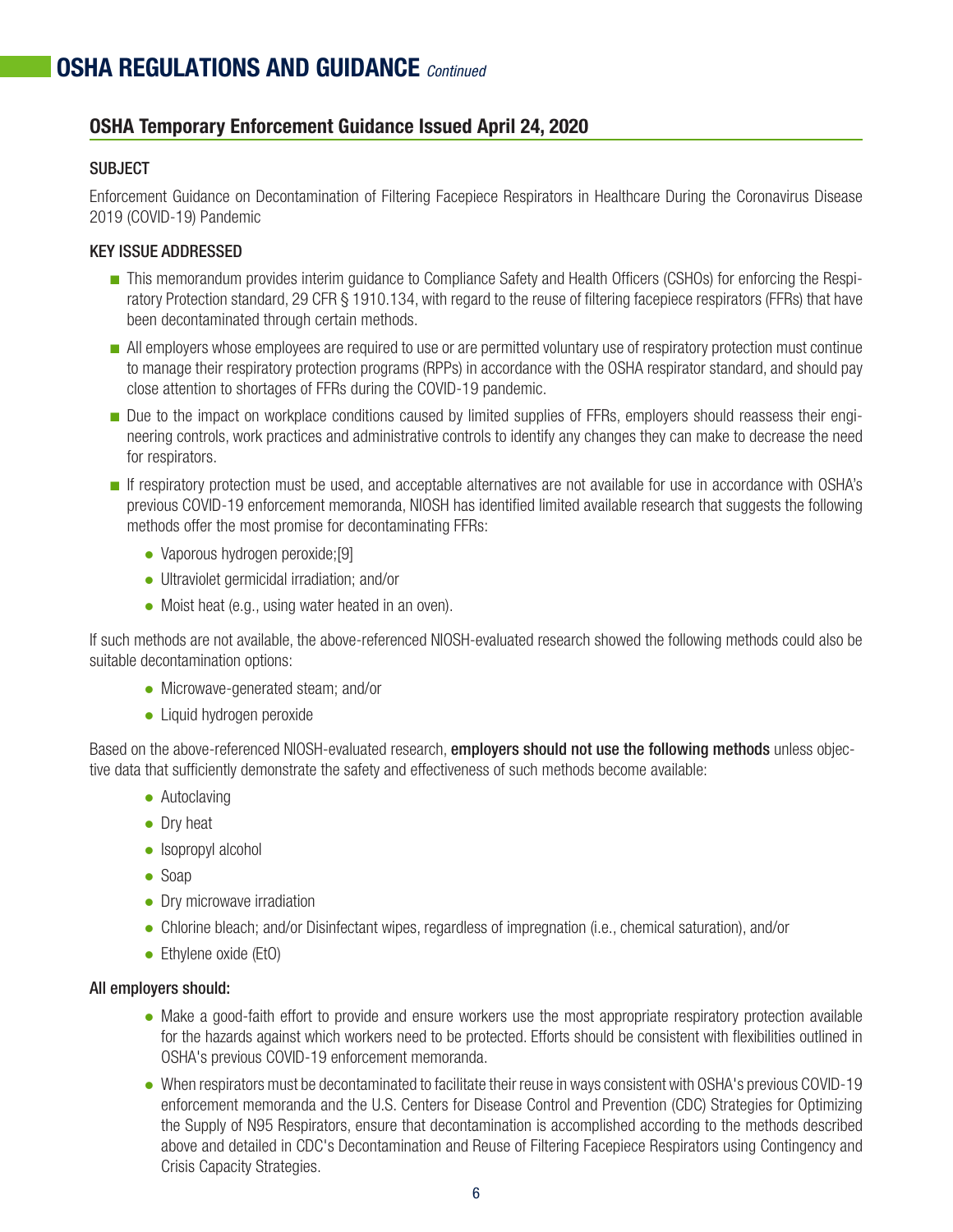# OSHA REGULATIONS AND GUIDANCE *Continued*

## OSHA Temporary Enforcement Guidance Issued April 24, 2020

### SUBJECT

Enforcement Guidance on Decontamination of Filtering Facepiece Respirators in Healthcare During the Coronavirus Disease 2019 (COVID-19) Pandemic

### KEY ISSUE ADDRESSED

- This memorandum provides interim guidance to Compliance Safety and Health Officers (CSHOs) for enforcing the Respiratory Protection standard, 29 CFR § 1910.134, with regard to the reuse of filtering facepiece respirators (FFRs) that have been decontaminated through certain methods.
- All employers whose employees are required to use or are permitted voluntary use of respiratory protection must continue to manage their respiratory protection programs (RPPs) in accordance with the OSHA respirator standard, and should pay close attention to shortages of FFRs during the COVID-19 pandemic.
- Due to the impact on workplace conditions caused by limited supplies of FFRs, employers should reassess their engineering controls, work practices and administrative controls to identify any changes they can make to decrease the need for respirators.
- If respiratory protection must be used, and acceptable alternatives are not available for use in accordance with OSHA's previous COVID-19 enforcement memoranda, NIOSH has identified limited available research that suggests the following methods offer the most promise for decontaminating FFRs:
  - Vaporous hydrogen peroxide;[9]
  - Ultraviolet germicidal irradiation; and/or
  - Moist heat (e.g., using water heated in an oven).

If such methods are not available, the above-referenced NIOSH-evaluated research showed the following methods could also be suitable decontamination options:

- Microwave-generated steam; and/or
- Liquid hydrogen peroxide

Based on the above-referenced NIOSH-evaluated research, **employers should not use the following methods** unless objective data that sufficiently demonstrate the safety and effectiveness of such methods become available:

- Autoclaving
- Dry heat
- Isopropyl alcohol
- Soap
- Dry microwave irradiation
- Chlorine bleach; and/or Disinfectant wipes, regardless of impregnation (i.e., chemical saturation), and/or
- Ethylene oxide (EtO)

**All employers should:**

- Make a good-faith effort to provide and ensure workers use the most appropriate respiratory protection available for the hazards against which workers need to be protected. Efforts should be consistent with flexibilities outlined in OSHA's previous COVID-19 enforcement memoranda.
- When respirators must be decontaminated to facilitate their reuse in ways consistent with OSHA's previous COVID-19 enforcement memoranda and the U.S. Centers for Disease Control and Prevention (CDC) Strategies for Optimizing the Supply of N95 Respirators, ensure that decontamination is accomplished according to the methods described above and detailed in CDC's Decontamination and Reuse of Filtering Facepiece Respirators using Contingency and Crisis Capacity Strategies.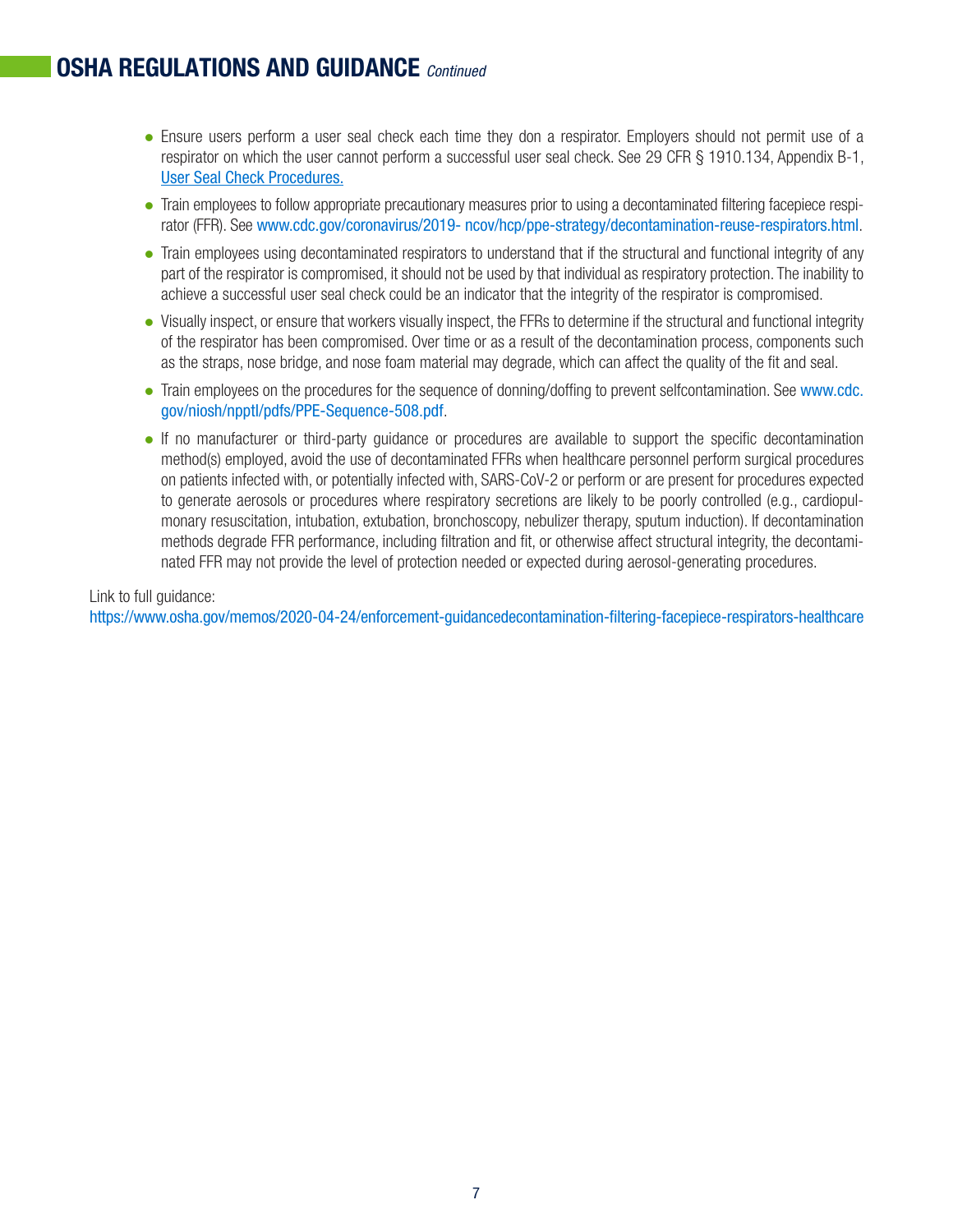## OSHA REGULATIONS AND GUIDANCE *Continued*

- Ensure users perform a user seal check each time they don a respirator. Employers should not permit use of a respirator on which the user cannot perform a successful user seal check. See 29 CFR § 1910.134, Appendix B-1, User Seal Check Procedures.
- Train employees to follow appropriate precautionary measures prior to using a decontaminated filtering facepiece respirator (FFR). See www.cdc.gov/coronavirus/2019- ncov/hcp/ppe-strategy/decontamination-reuse-respirators.html.
- Train employees using decontaminated respirators to understand that if the structural and functional integrity of any part of the respirator is compromised, it should not be used by that individual as respiratory protection. The inability to achieve a successful user seal check could be an indicator that the integrity of the respirator is compromised.
- Visually inspect, or ensure that workers visually inspect, the FFRs to determine if the structural and functional integrity of the respirator has been compromised. Over time or as a result of the decontamination process, components such as the straps, nose bridge, and nose foam material may degrade, which can affect the quality of the fit and seal.
- Train employees on the procedures for the sequence of donning/doffing to prevent selfcontamination. See www.cdc.gov/niosh/npptl/pdfs/PPE-Sequence-508.pdf.
- If no manufacturer or third-party guidance or procedures are available to support the specific decontamination method(s) employed, avoid the use of decontaminated FFRs when healthcare personnel perform surgical procedures on patients infected with, or potentially infected with, SARS-CoV-2 or perform or are present for procedures expected to generate aerosols or procedures where respiratory secretions are likely to be poorly controlled (e.g., cardiopulmonary resuscitation, intubation, extubation, bronchoscopy, nebulizer therapy, sputum induction). If decontamination methods degrade FFR performance, including filtration and fit, or otherwise affect structural integrity, the decontaminated FFR may not provide the level of protection needed or expected during aerosol-generating procedures.

Link to full guidance:
https://www.osha.gov/memos/2020-04-24/enforcement-guidancedecontamination-filtering-facepiece-respirators-healthcare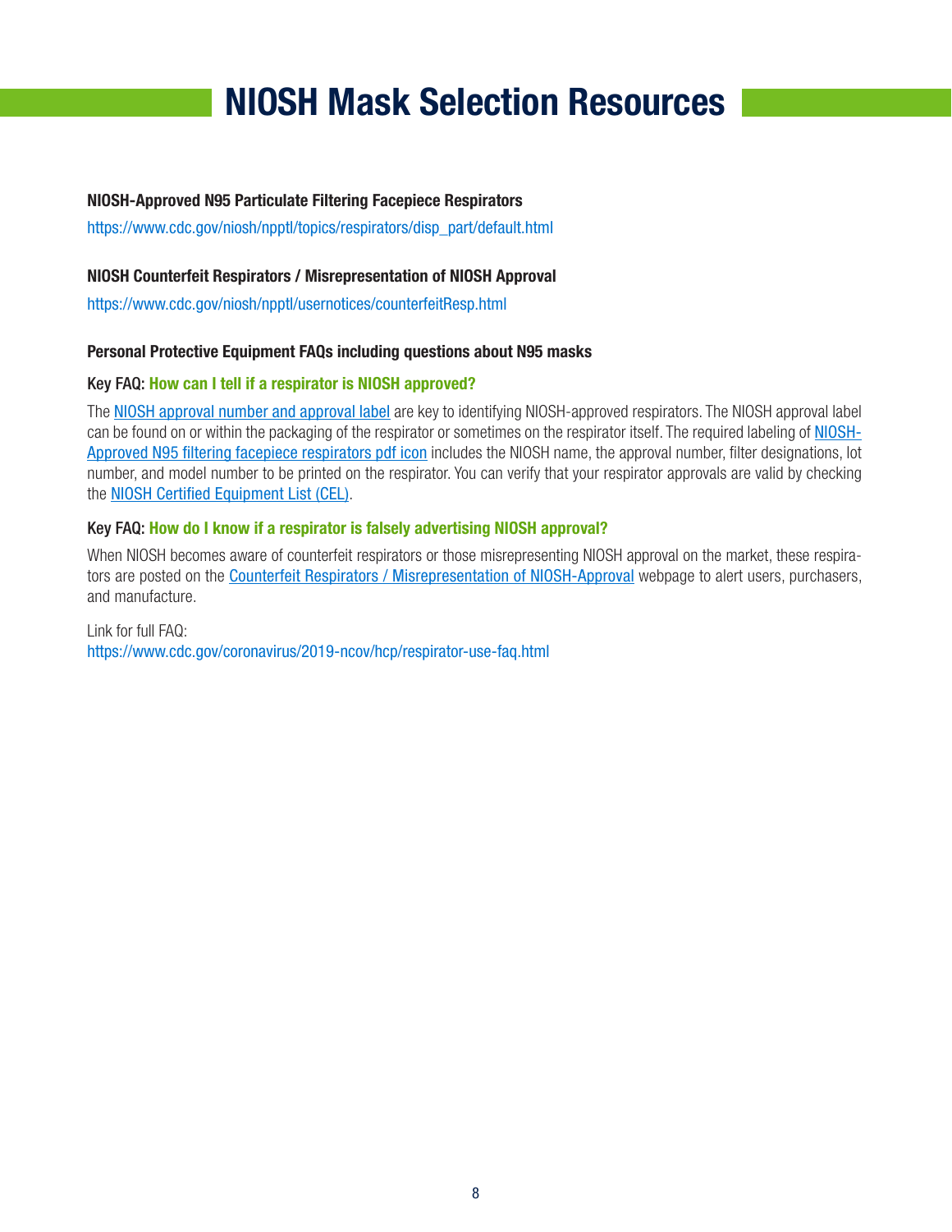# NIOSH Mask Selection Resources

**NIOSH-Approved N95 Particulate Filtering Facepiece Respirators**

https://www.cdc.gov/niosh/npptl/topics/respirators/disp_part/default.html

**NIOSH Counterfeit Respirators / Misrepresentation of NIOSH Approval**

https://www.cdc.gov/niosh/npptl/usernotices/counterfeitResp.html

**Personal Protective Equipment FAQs including questions about N95 masks**

**Key FAQ: How can I tell if a respirator is NIOSH approved?**

The NIOSH approval number and approval label are key to identifying NIOSH-approved respirators. The NIOSH approval label can be found on or within the packaging of the respirator or sometimes on the respirator itself. The required labeling of NIOSH-Approved N95 filtering facepiece respirators pdf icon includes the NIOSH name, the approval number, filter designations, lot number, and model number to be printed on the respirator. You can verify that your respirator approvals are valid by checking the NIOSH Certified Equipment List (CEL).

**Key FAQ: How do I know if a respirator is falsely advertising NIOSH approval?**

When NIOSH becomes aware of counterfeit respirators or those misrepresenting NIOSH approval on the market, these respirators are posted on the Counterfeit Respirators / Misrepresentation of NIOSH-Approval webpage to alert users, purchasers, and manufacture.

Link for full FAQ:
https://www.cdc.gov/coronavirus/2019-ncov/hcp/respirator-use-faq.html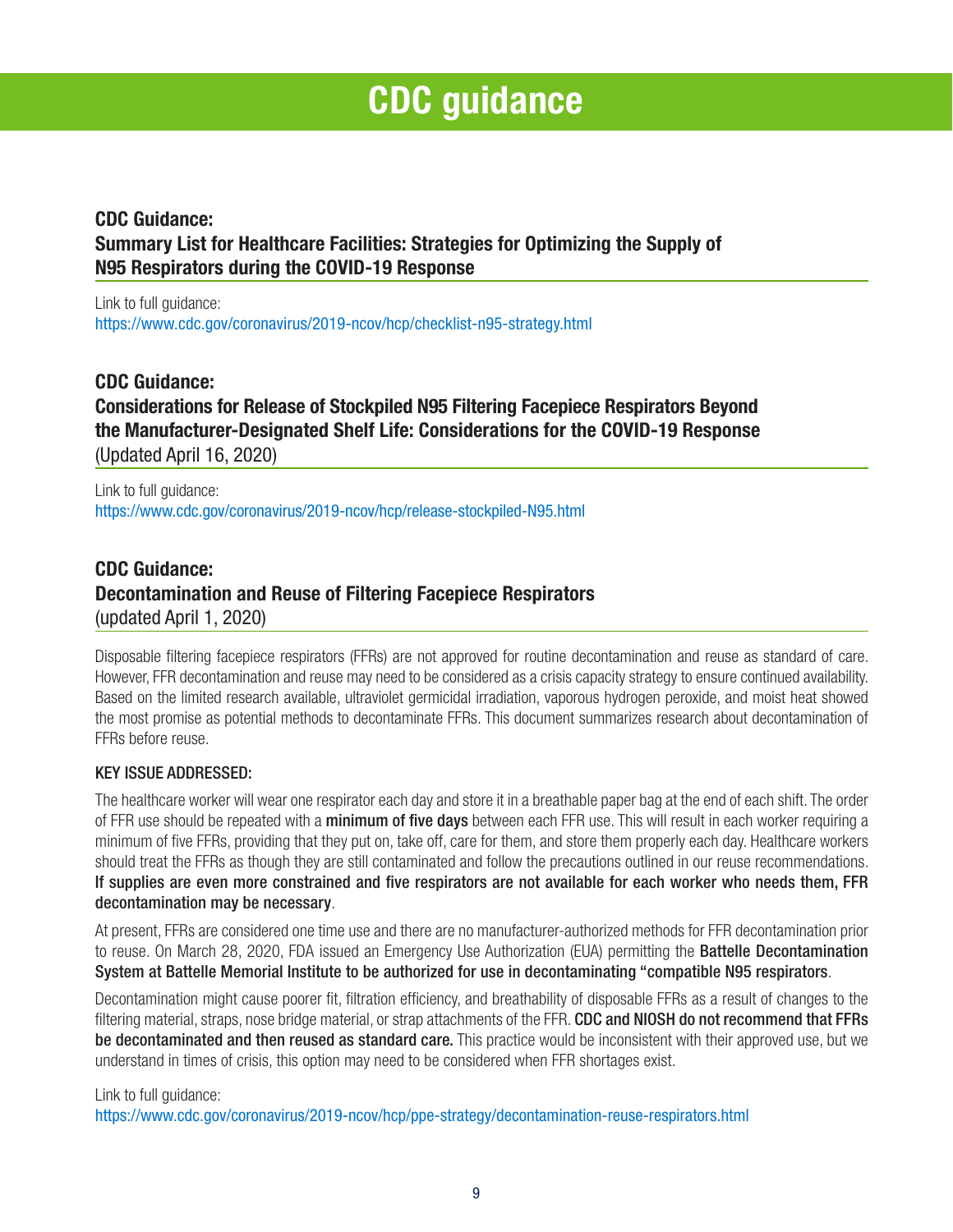# CDC guidance

## CDC Guidance:
## Summary List for Healthcare Facilities: Strategies for Optimizing the Supply of N95 Respirators during the COVID-19 Response

Link to full guidance:
https://www.cdc.gov/coronavirus/2019-ncov/hcp/checklist-n95-strategy.html

## CDC Guidance:
## Considerations for Release of Stockpiled N95 Filtering Facepiece Respirators Beyond the Manufacturer-Designated Shelf Life: Considerations for the COVID-19 Response

(Updated April 16, 2020)

Link to full guidance:
https://www.cdc.gov/coronavirus/2019-ncov/hcp/release-stockpiled-N95.html

## CDC Guidance:
## Decontamination and Reuse of Filtering Facepiece Respirators

(updated April 1, 2020)

Disposable filtering facepiece respirators (FFRs) are not approved for routine decontamination and reuse as standard of care. However, FFR decontamination and reuse may need to be considered as a crisis capacity strategy to ensure continued availability. Based on the limited research available, ultraviolet germicidal irradiation, vaporous hydrogen peroxide, and moist heat showed the most promise as potential methods to decontaminate FFRs. This document summarizes research about decontamination of FFRs before reuse.

### KEY ISSUE ADDRESSED:

The healthcare worker will wear one respirator each day and store it in a breathable paper bag at the end of each shift. The order of FFR use should be repeated with a **minimum of five days** between each FFR use. This will result in each worker requiring a minimum of five FFRs, providing that they put on, take off, care for them, and store them properly each day. Healthcare workers should treat the FFRs as though they are still contaminated and follow the precautions outlined in our reuse recommendations. **If supplies are even more constrained and five respirators are not available for each worker who needs them, FFR decontamination may be necessary**.

At present, FFRs are considered one time use and there are no manufacturer-authorized methods for FFR decontamination prior to reuse. On March 28, 2020, FDA issued an Emergency Use Authorization (EUA) permitting the **Battelle Decontamination System at Battelle Memorial Institute to be authorized for use in decontaminating "compatible N95 respirators**.

Decontamination might cause poorer fit, filtration efficiency, and breathability of disposable FFRs as a result of changes to the filtering material, straps, nose bridge material, or strap attachments of the FFR. **CDC and NIOSH do not recommend that FFRs be decontaminated and then reused as standard care.** This practice would be inconsistent with their approved use, but we understand in times of crisis, this option may need to be considered when FFR shortages exist.

Link to full guidance:
https://www.cdc.gov/coronavirus/2019-ncov/hcp/ppe-strategy/decontamination-reuse-respirators.html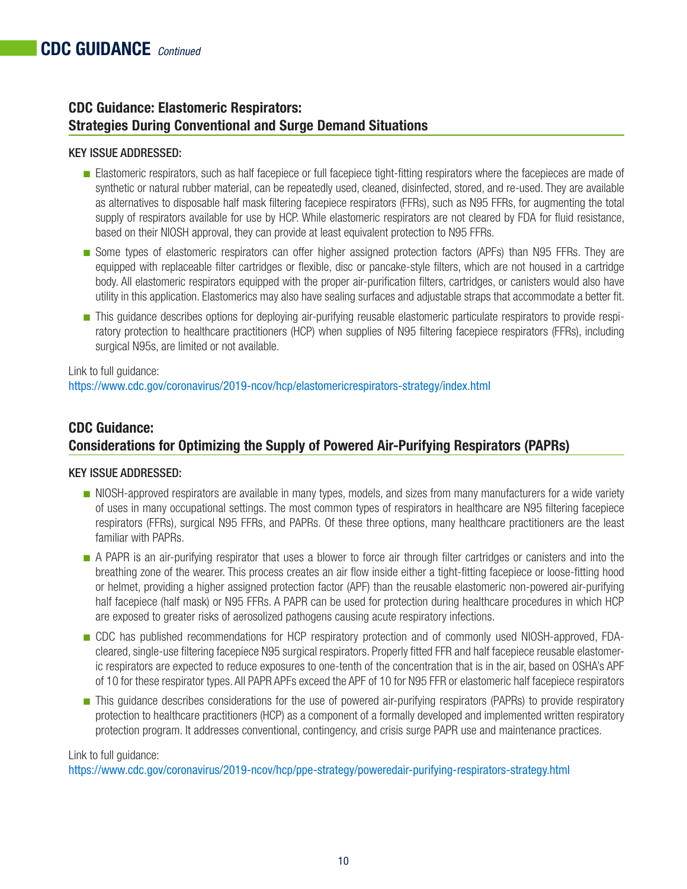## CDC GUIDANCE *Continued*

### CDC Guidance: Elastomeric Respirators: Strategies During Conventional and Surge Demand Situations

KEY ISSUE ADDRESSED:

- Elastomeric respirators, such as half facepiece or full facepiece tight-fitting respirators where the facepieces are made of synthetic or natural rubber material, can be repeatedly used, cleaned, disinfected, stored, and re-used. They are available as alternatives to disposable half mask filtering facepiece respirators (FFRs), such as N95 FFRs, for augmenting the total supply of respirators available for use by HCP. While elastomeric respirators are not cleared by FDA for fluid resistance, based on their NIOSH approval, they can provide at least equivalent protection to N95 FFRs.
- Some types of elastomeric respirators can offer higher assigned protection factors (APFs) than N95 FFRs. They are equipped with replaceable filter cartridges or flexible, disc or pancake-style filters, which are not housed in a cartridge body. All elastomeric respirators equipped with the proper air-purification filters, cartridges, or canisters would also have utility in this application. Elastomerics may also have sealing surfaces and adjustable straps that accommodate a better fit.
- This guidance describes options for deploying air-purifying reusable elastomeric particulate respirators to provide respiratory protection to healthcare practitioners (HCP) when supplies of N95 filtering facepiece respirators (FFRs), including surgical N95s, are limited or not available.

Link to full guidance:
https://www.cdc.gov/coronavirus/2019-ncov/hcp/elastomericrespirators-strategy/index.html

### CDC Guidance: Considerations for Optimizing the Supply of Powered Air-Purifying Respirators (PAPRs)

KEY ISSUE ADDRESSED:

- NIOSH-approved respirators are available in many types, models, and sizes from many manufacturers for a wide variety of uses in many occupational settings. The most common types of respirators in healthcare are N95 filtering facepiece respirators (FFRs), surgical N95 FFRs, and PAPRs. Of these three options, many healthcare practitioners are the least familiar with PAPRs.
- A PAPR is an air-purifying respirator that uses a blower to force air through filter cartridges or canisters and into the breathing zone of the wearer. This process creates an air flow inside either a tight-fitting facepiece or loose-fitting hood or helmet, providing a higher assigned protection factor (APF) than the reusable elastomeric non-powered air-purifying half facepiece (half mask) or N95 FFRs. A PAPR can be used for protection during healthcare procedures in which HCP are exposed to greater risks of aerosolized pathogens causing acute respiratory infections.
- CDC has published recommendations for HCP respiratory protection and of commonly used NIOSH-approved, FDA-cleared, single-use filtering facepiece N95 surgical respirators. Properly fitted FFR and half facepiece reusable elastomeric respirators are expected to reduce exposures to one-tenth of the concentration that is in the air, based on OSHA's APF of 10 for these respirator types. All PAPR APFs exceed the APF of 10 for N95 FFR or elastomeric half facepiece respirators
- This guidance describes considerations for the use of powered air-purifying respirators (PAPRs) to provide respiratory protection to healthcare practitioners (HCP) as a component of a formally developed and implemented written respiratory protection program. It addresses conventional, contingency, and crisis surge PAPR use and maintenance practices.

Link to full guidance:
https://www.cdc.gov/coronavirus/2019-ncov/hcp/ppe-strategy/poweredair-purifying-respirators-strategy.html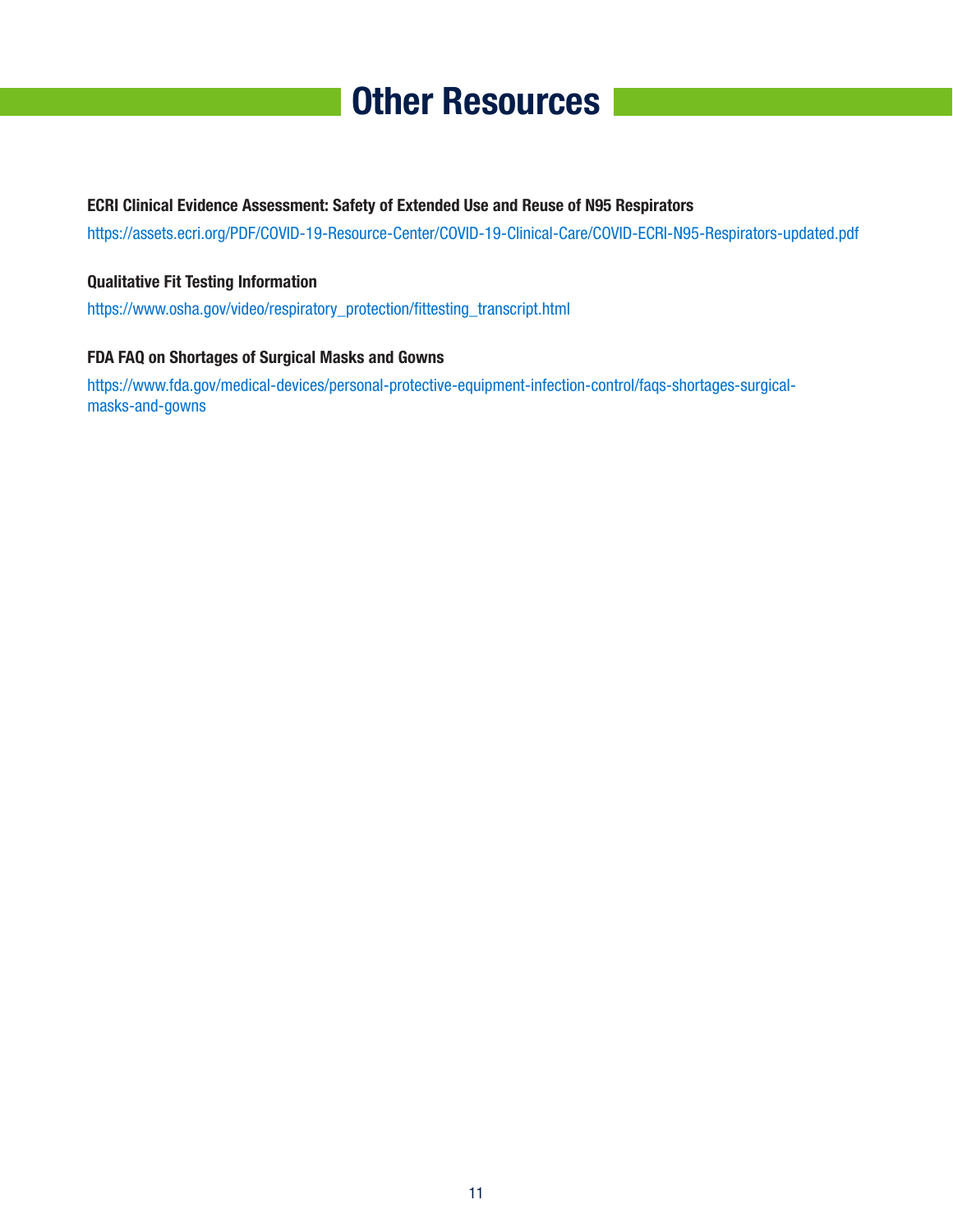# Other Resources

**ECRI Clinical Evidence Assessment: Safety of Extended Use and Reuse of N95 Respirators**

https://assets.ecri.org/PDF/COVID-19-Resource-Center/COVID-19-Clinical-Care/COVID-ECRI-N95-Respirators-updated.pdf

**Qualitative Fit Testing Information**

https://www.osha.gov/video/respiratory_protection/fittesting_transcript.html

**FDA FAQ on Shortages of Surgical Masks and Gowns**

https://www.fda.gov/medical-devices/personal-protective-equipment-infection-control/faqs-shortages-surgical-masks-and-gowns